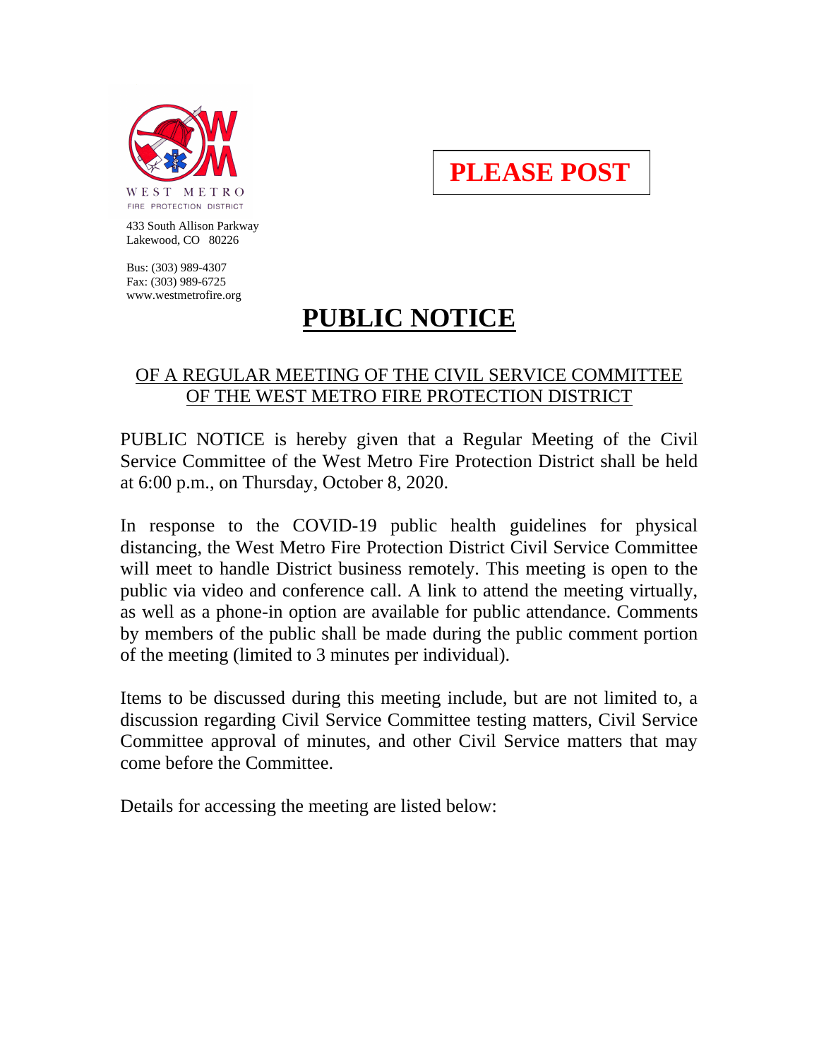WEST METRO
FIRE PROTECTION DISTRICT

433 South Allison Parkway
Lakewood, CO 80226

Bus: (303) 989-4307
Fax: (303) 989-6725
www.westmetrofire.org

**PLEASE POST**

# PUBLIC NOTICE

## OF A REGULAR MEETING OF THE CIVIL SERVICE COMMITTEE OF THE WEST METRO FIRE PROTECTION DISTRICT

PUBLIC NOTICE is hereby given that a Regular Meeting of the Civil Service Committee of the West Metro Fire Protection District shall be held at 6:00 p.m., on Thursday, October 8, 2020.

In response to the COVID-19 public health guidelines for physical distancing, the West Metro Fire Protection District Civil Service Committee will meet to handle District business remotely. This meeting is open to the public via video and conference call. A link to attend the meeting virtually, as well as a phone-in option are available for public attendance. Comments by members of the public shall be made during the public comment portion of the meeting (limited to 3 minutes per individual).

Items to be discussed during this meeting include, but are not limited to, a discussion regarding Civil Service Committee testing matters, Civil Service Committee approval of minutes, and other Civil Service matters that may come before the Committee.

Details for accessing the meeting are listed below: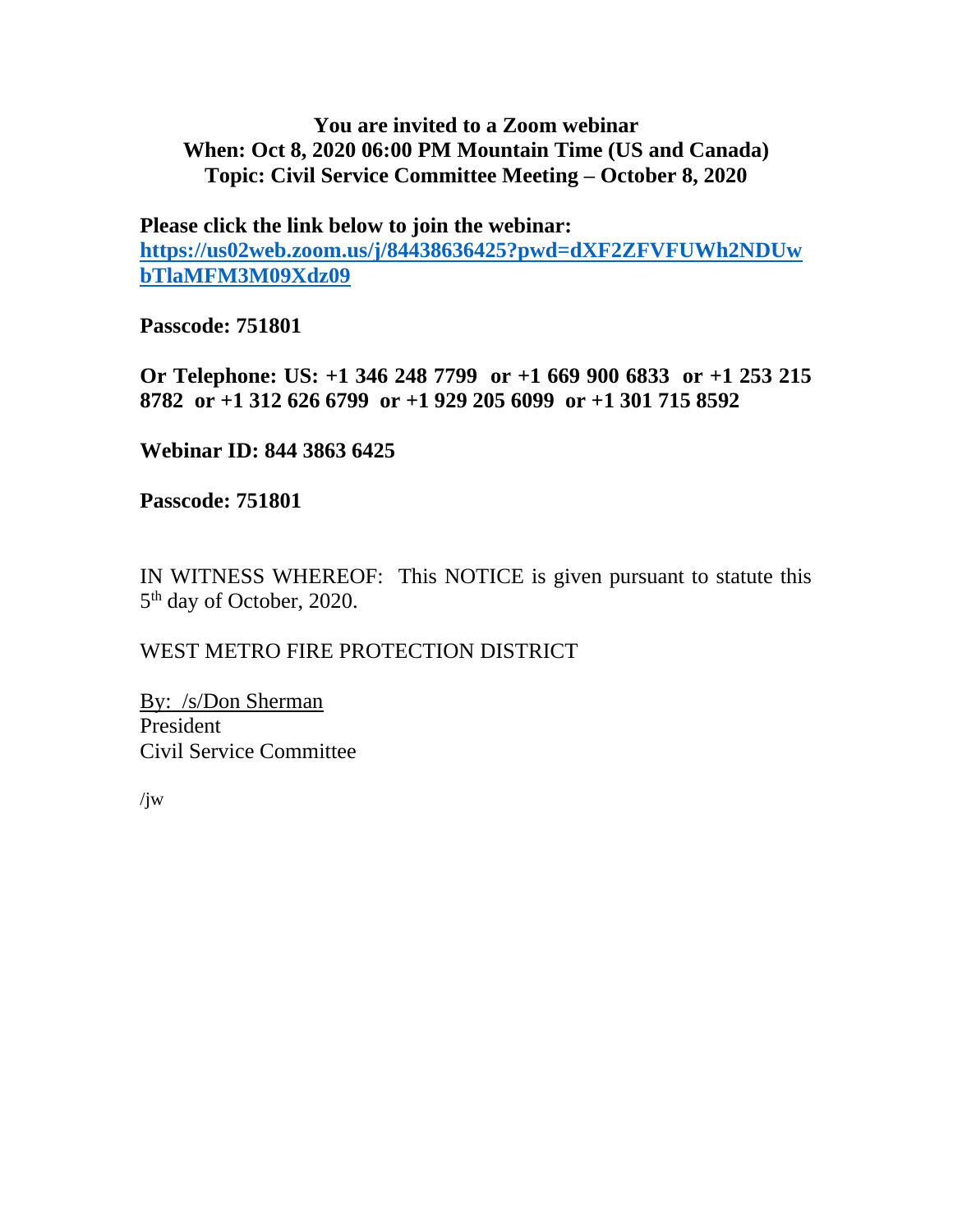**You are invited to a Zoom webinar**
**When: Oct 8, 2020 06:00 PM Mountain Time (US and Canada)**
**Topic: Civil Service Committee Meeting – October 8, 2020**

**Please click the link below to join the webinar:**
**https://us02web.zoom.us/j/84438636425?pwd=dXF2ZFVFUWh2NDUwbTlaMFM3M09Xdz09**

**Passcode: 751801**

**Or Telephone: US: +1 346 248 7799 or +1 669 900 6833 or +1 253 215 8782 or +1 312 626 6799 or +1 929 205 6099 or +1 301 715 8592**

**Webinar ID: 844 3863 6425**

**Passcode: 751801**

IN WITNESS WHEREOF: This NOTICE is given pursuant to statute this 5th day of October, 2020.

WEST METRO FIRE PROTECTION DISTRICT

By: /s/Don Sherman
President
Civil Service Committee

/jw